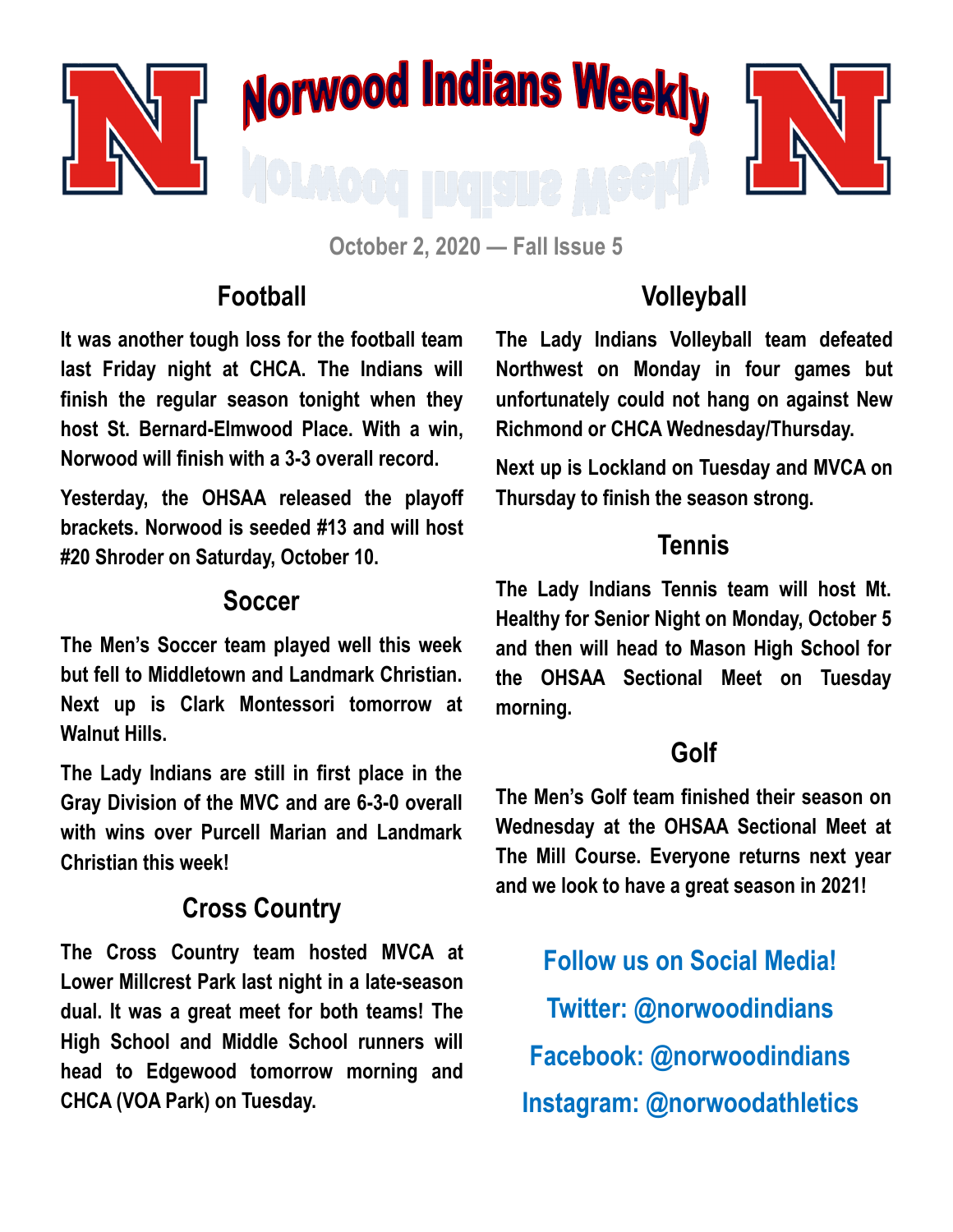# Norwood Indians Weekly

October 2, 2020 — Fall Issue 5

## Football

It was another tough loss for the football team last Friday night at CHCA. The Indians will finish the regular season tonight when they host St. Bernard-Elmwood Place. With a win, Norwood will finish with a 3-3 overall record.

Yesterday, the OHSAA released the playoff brackets. Norwood is seeded #13 and will host #20 Shroder on Saturday, October 10.

## Soccer

The Men's Soccer team played well this week but fell to Middletown and Landmark Christian. Next up is Clark Montessori tomorrow at Walnut Hills.

The Lady Indians are still in first place in the Gray Division of the MVC and are 6-3-0 overall with wins over Purcell Marian and Landmark Christian this week!

## Cross Country

The Cross Country team hosted MVCA at Lower Millcrest Park last night in a late-season dual. It was a great meet for both teams! The High School and Middle School runners will head to Edgewood tomorrow morning and CHCA (VOA Park) on Tuesday.

## Volleyball

The Lady Indians Volleyball team defeated Northwest on Monday in four games but unfortunately could not hang on against New Richmond or CHCA Wednesday/Thursday.

Next up is Lockland on Tuesday and MVCA on Thursday to finish the season strong.

## Tennis

The Lady Indians Tennis team will host Mt. Healthy for Senior Night on Monday, October 5 and then will head to Mason High School for the OHSAA Sectional Meet on Tuesday morning.

## Golf

The Men's Golf team finished their season on Wednesday at the OHSAA Sectional Meet at The Mill Course. Everyone returns next year and we look to have a great season in 2021!

**Follow us on Social Media!**

**Twitter: @norwoodindians**

**Facebook: @norwoodindians**

**Instagram: @norwoodathletics**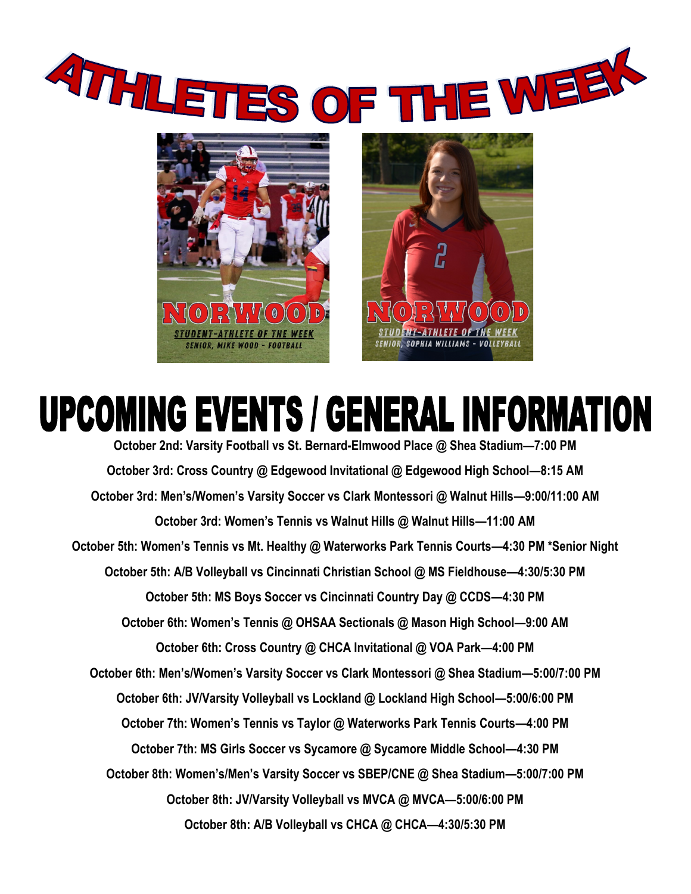# ATHLETES OF THE WEEK

NORWOOD
STUDENT-ATHLETE OF THE WEEK
SENIOR, MIKE WOOD - FOOTBALL

NORWOOD
STUDENT-ATHLETE OF THE WEEK
SENIOR, SOPHIA WILLIAMS - VOLLEYBALL

# UPCOMING EVENTS / GENERAL INFORMATION

**October 2nd: Varsity Football vs St. Bernard-Elmwood Place @ Shea Stadium—7:00 PM**

**October 3rd: Cross Country @ Edgewood Invitational @ Edgewood High School—8:15 AM**

**October 3rd: Men's/Women's Varsity Soccer vs Clark Montessori @ Walnut Hills—9:00/11:00 AM**

**October 3rd: Women's Tennis vs Walnut Hills @ Walnut Hills—11:00 AM**

**October 5th: Women's Tennis vs Mt. Healthy @ Waterworks Park Tennis Courts—4:30 PM *Senior Night**

**October 5th: A/B Volleyball vs Cincinnati Christian School @ MS Fieldhouse—4:30/5:30 PM**

**October 5th: MS Boys Soccer vs Cincinnati Country Day @ CCDS—4:30 PM**

**October 6th: Women's Tennis @ OHSAA Sectionals @ Mason High School—9:00 AM**

**October 6th: Cross Country @ CHCA Invitational @ VOA Park—4:00 PM**

**October 6th: Men's/Women's Varsity Soccer vs Clark Montessori @ Shea Stadium—5:00/7:00 PM**

**October 6th: JV/Varsity Volleyball vs Lockland @ Lockland High School—5:00/6:00 PM**

**October 7th: Women's Tennis vs Taylor @ Waterworks Park Tennis Courts—4:00 PM**

**October 7th: MS Girls Soccer vs Sycamore @ Sycamore Middle School—4:30 PM**

**October 8th: Women's/Men's Varsity Soccer vs SBEP/CNE @ Shea Stadium—5:00/7:00 PM**

**October 8th: JV/Varsity Volleyball vs MVCA @ MVCA—5:00/6:00 PM**

**October 8th: A/B Volleyball vs CHCA @ CHCA—4:30/5:30 PM**